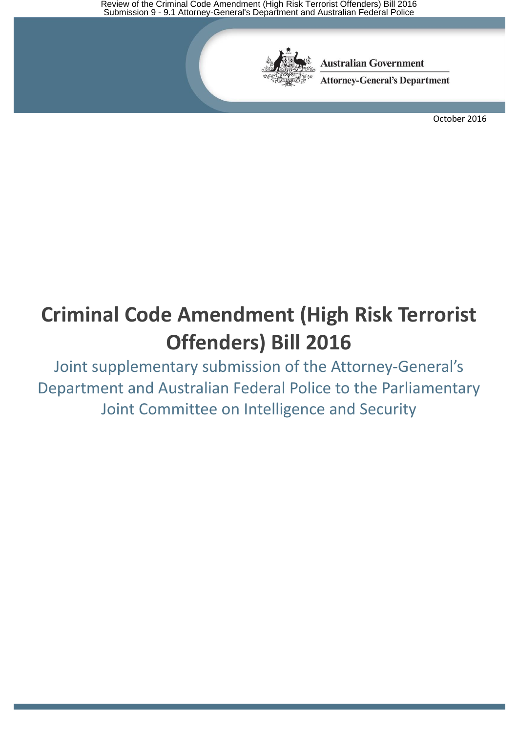Australian Government

Attorney-General's Department

October 2016

# Criminal Code Amendment (High Risk Terrorist Offenders) Bill 2016

## Joint supplementary submission of the Attorney-General's Department and Australian Federal Police to the Parliamentary Joint Committee on Intelligence and Security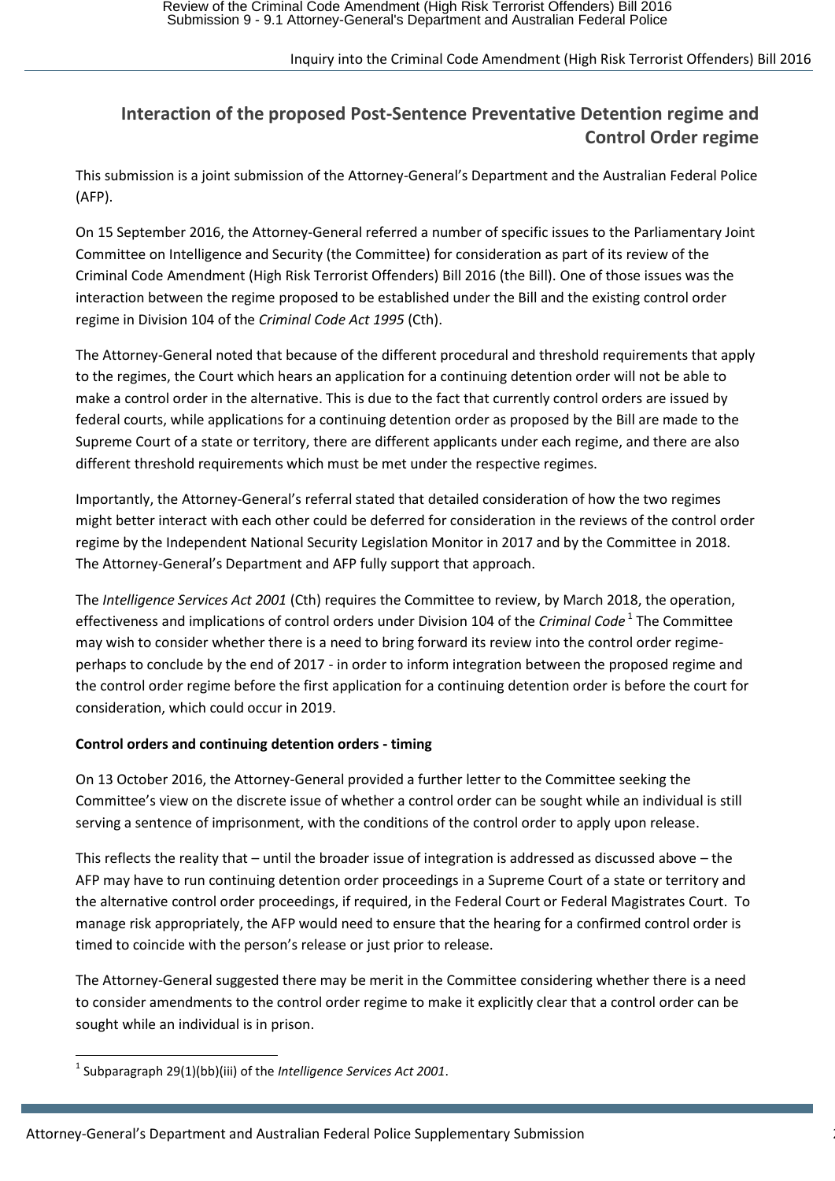## Interaction of the proposed Post-Sentence Preventative Detention regime and Control Order regime

This submission is a joint submission of the Attorney-General's Department and the Australian Federal Police (AFP).

On 15 September 2016, the Attorney-General referred a number of specific issues to the Parliamentary Joint Committee on Intelligence and Security (the Committee) for consideration as part of its review of the Criminal Code Amendment (High Risk Terrorist Offenders) Bill 2016 (the Bill). One of those issues was the interaction between the regime proposed to be established under the Bill and the existing control order regime in Division 104 of the *Criminal Code Act 1995* (Cth).

The Attorney-General noted that because of the different procedural and threshold requirements that apply to the regimes, the Court which hears an application for a continuing detention order will not be able to make a control order in the alternative. This is due to the fact that currently control orders are issued by federal courts, while applications for a continuing detention order as proposed by the Bill are made to the Supreme Court of a state or territory, there are different applicants under each regime, and there are also different threshold requirements which must be met under the respective regimes.

Importantly, the Attorney-General's referral stated that detailed consideration of how the two regimes might better interact with each other could be deferred for consideration in the reviews of the control order regime by the Independent National Security Legislation Monitor in 2017 and by the Committee in 2018. The Attorney-General's Department and AFP fully support that approach.

The *Intelligence Services Act 2001* (Cth) requires the Committee to review, by March 2018, the operation, effectiveness and implications of control orders under Division 104 of the *Criminal Code*[1] The Committee may wish to consider whether there is a need to bring forward its review into the control order regime- perhaps to conclude by the end of 2017 - in order to inform integration between the proposed regime and the control order regime before the first application for a continuing detention order is before the court for consideration, which could occur in 2019.

**Control orders and continuing detention orders - timing**

On 13 October 2016, the Attorney-General provided a further letter to the Committee seeking the Committee's view on the discrete issue of whether a control order can be sought while an individual is still serving a sentence of imprisonment, with the conditions of the control order to apply upon release.

This reflects the reality that – until the broader issue of integration is addressed as discussed above – the AFP may have to run continuing detention order proceedings in a Supreme Court of a state or territory and the alternative control order proceedings, if required, in the Federal Court or Federal Magistrates Court. To manage risk appropriately, the AFP would need to ensure that the hearing for a confirmed control order is timed to coincide with the person's release or just prior to release.

The Attorney-General suggested there may be merit in the Committee considering whether there is a need to consider amendments to the control order regime to make it explicitly clear that a control order can be sought while an individual is in prison.

[1] Subparagraph 29(1)(bb)(iii) of the *Intelligence Services Act 2001*.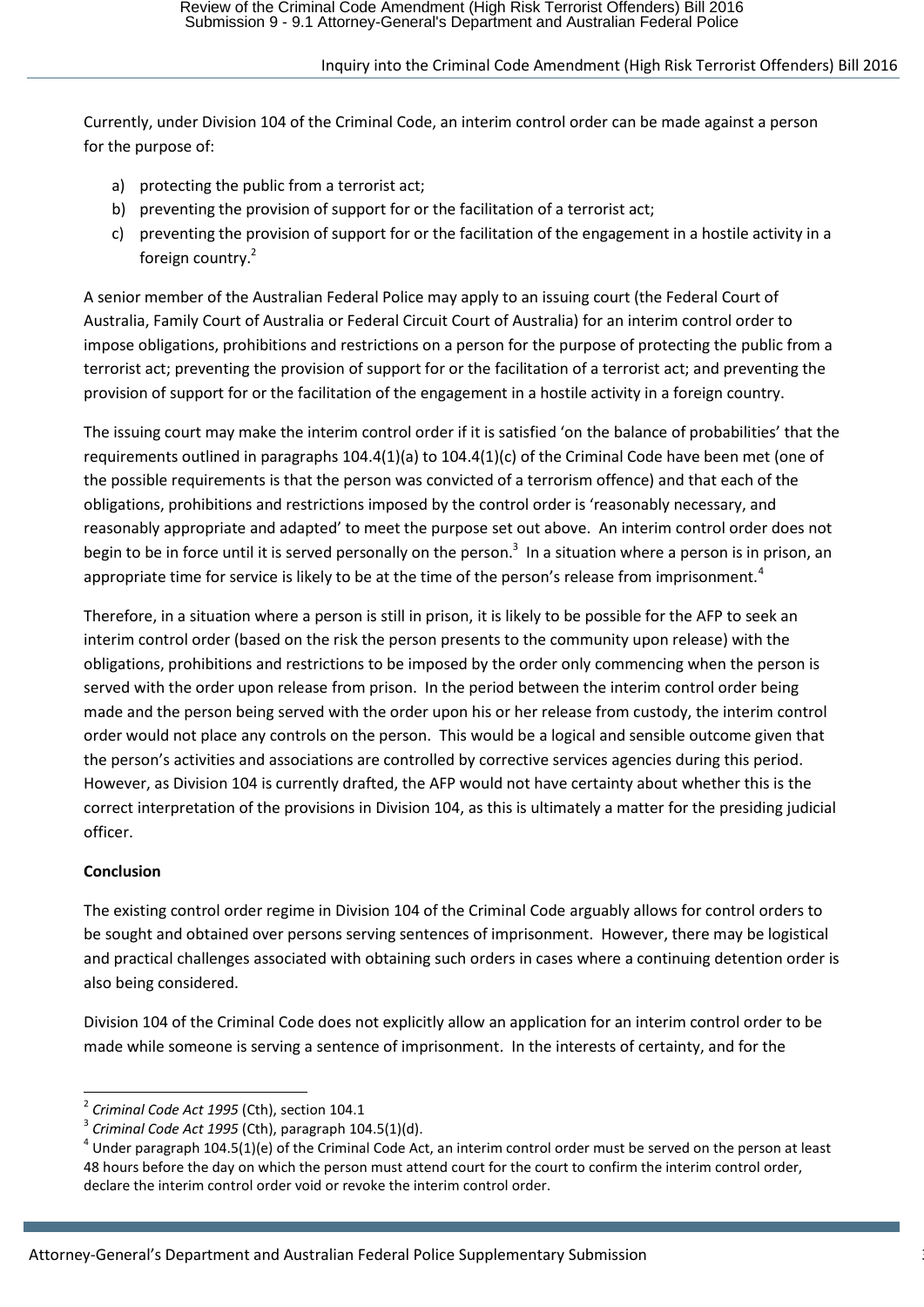Currently, under Division 104 of the Criminal Code, an interim control order can be made against a person for the purpose of:

a) protecting the public from a terrorist act;
b) preventing the provision of support for or the facilitation of a terrorist act;
c) preventing the provision of support for or the facilitation of the engagement in a hostile activity in a foreign country.[2]

A senior member of the Australian Federal Police may apply to an issuing court (the Federal Court of Australia, Family Court of Australia or Federal Circuit Court of Australia) for an interim control order to impose obligations, prohibitions and restrictions on a person for the purpose of protecting the public from a terrorist act; preventing the provision of support for or the facilitation of a terrorist act; and preventing the provision of support for or the facilitation of the engagement in a hostile activity in a foreign country.

The issuing court may make the interim control order if it is satisfied 'on the balance of probabilities' that the requirements outlined in paragraphs 104.4(1)(a) to 104.4(1)(c) of the Criminal Code have been met (one of the possible requirements is that the person was convicted of a terrorism offence) and that each of the obligations, prohibitions and restrictions imposed by the control order is 'reasonably necessary, and reasonably appropriate and adapted' to meet the purpose set out above. An interim control order does not begin to be in force until it is served personally on the person.[3] In a situation where a person is in prison, an appropriate time for service is likely to be at the time of the person's release from imprisonment.[4]

Therefore, in a situation where a person is still in prison, it is likely to be possible for the AFP to seek an interim control order (based on the risk the person presents to the community upon release) with the obligations, prohibitions and restrictions to be imposed by the order only commencing when the person is served with the order upon release from prison. In the period between the interim control order being made and the person being served with the order upon his or her release from custody, the interim control order would not place any controls on the person. This would be a logical and sensible outcome given that the person's activities and associations are controlled by corrective services agencies during this period. However, as Division 104 is currently drafted, the AFP would not have certainty about whether this is the correct interpretation of the provisions in Division 104, as this is ultimately a matter for the presiding judicial officer.

**Conclusion**

The existing control order regime in Division 104 of the Criminal Code arguably allows for control orders to be sought and obtained over persons serving sentences of imprisonment. However, there may be logistical and practical challenges associated with obtaining such orders in cases where a continuing detention order is also being considered.

Division 104 of the Criminal Code does not explicitly allow an application for an interim control order to be made while someone is serving a sentence of imprisonment. In the interests of certainty, and for the

---

[2] *Criminal Code Act 1995* (Cth), section 104.1

[3] *Criminal Code Act 1995* (Cth), paragraph 104.5(1)(d).

[4] Under paragraph 104.5(1)(e) of the Criminal Code Act, an interim control order must be served on the person at least 48 hours before the day on which the person must attend court for the court to confirm the interim control order, declare the interim control order void or revoke the interim control order.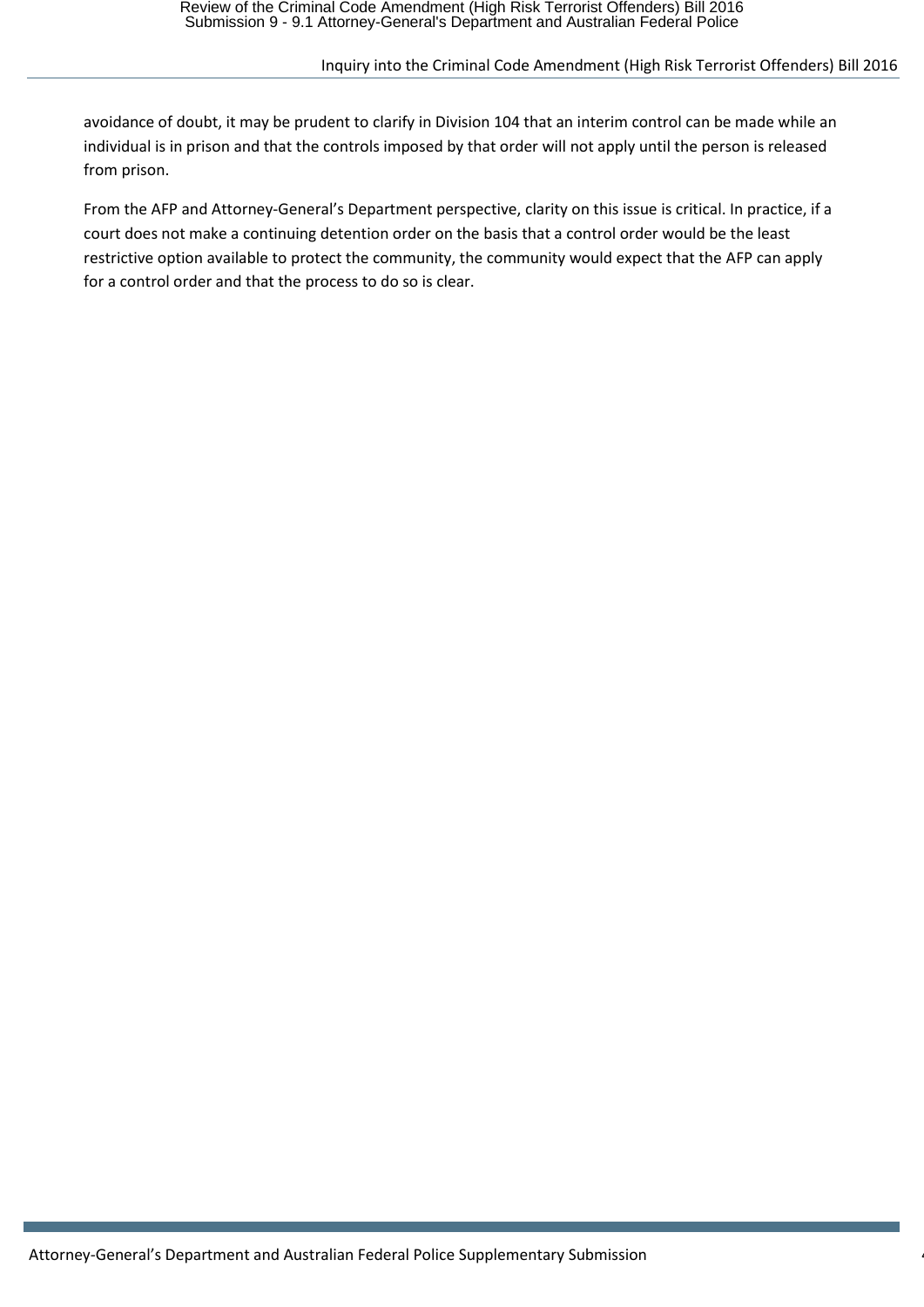avoidance of doubt, it may be prudent to clarify in Division 104 that an interim control can be made while an individual is in prison and that the controls imposed by that order will not apply until the person is released from prison.

From the AFP and Attorney-General's Department perspective, clarity on this issue is critical. In practice, if a court does not make a continuing detention order on the basis that a control order would be the least restrictive option available to protect the community, the community would expect that the AFP can apply for a control order and that the process to do so is clear.